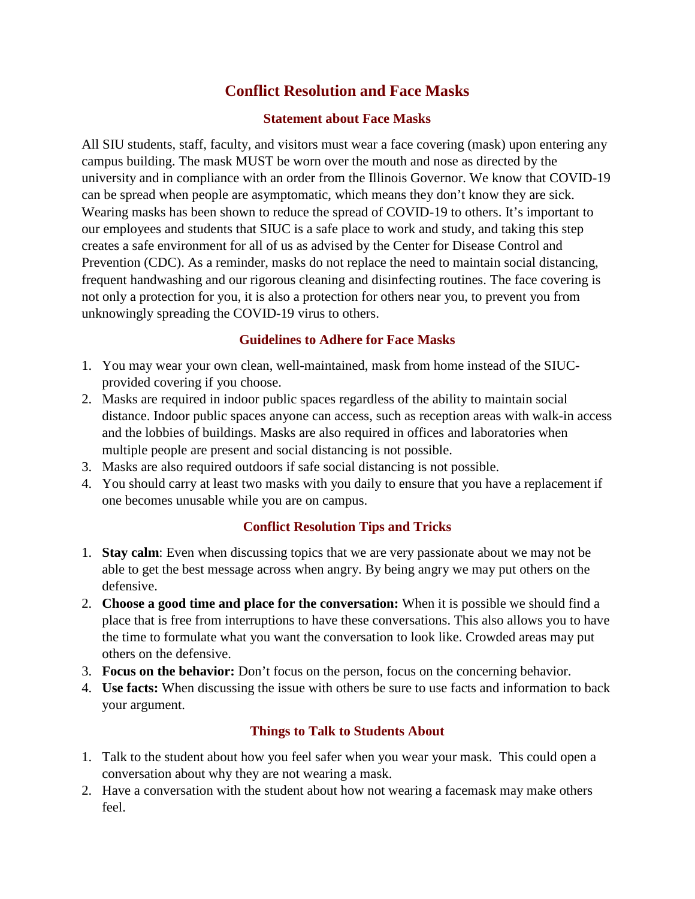# Conflict Resolution and Face Masks

## Statement about Face Masks

All SIU students, staff, faculty, and visitors must wear a face covering (mask) upon entering any campus building. The mask MUST be worn over the mouth and nose as directed by the university and in compliance with an order from the Illinois Governor. We know that COVID-19 can be spread when people are asymptomatic, which means they don't know they are sick. Wearing masks has been shown to reduce the spread of COVID-19 to others. It's important to our employees and students that SIUC is a safe place to work and study, and taking this step creates a safe environment for all of us as advised by the Center for Disease Control and Prevention (CDC). As a reminder, masks do not replace the need to maintain social distancing, frequent handwashing and our rigorous cleaning and disinfecting routines. The face covering is not only a protection for you, it is also a protection for others near you, to prevent you from unknowingly spreading the COVID-19 virus to others.

## Guidelines to Adhere for Face Masks

1. You may wear your own clean, well-maintained, mask from home instead of the SIUC-provided covering if you choose.
2. Masks are required in indoor public spaces regardless of the ability to maintain social distance. Indoor public spaces anyone can access, such as reception areas with walk-in access and the lobbies of buildings. Masks are also required in offices and laboratories when multiple people are present and social distancing is not possible.
3. Masks are also required outdoors if safe social distancing is not possible.
4. You should carry at least two masks with you daily to ensure that you have a replacement if one becomes unusable while you are on campus.

## Conflict Resolution Tips and Tricks

1. **Stay calm**: Even when discussing topics that we are very passionate about we may not be able to get the best message across when angry. By being angry we may put others on the defensive.
2. **Choose a good time and place for the conversation:** When it is possible we should find a place that is free from interruptions to have these conversations. This also allows you to have the time to formulate what you want the conversation to look like. Crowded areas may put others on the defensive.
3. **Focus on the behavior:** Don't focus on the person, focus on the concerning behavior.
4. **Use facts:** When discussing the issue with others be sure to use facts and information to back your argument.

## Things to Talk to Students About

1. Talk to the student about how you feel safer when you wear your mask. This could open a conversation about why they are not wearing a mask.
2. Have a conversation with the student about how not wearing a facemask may make others feel.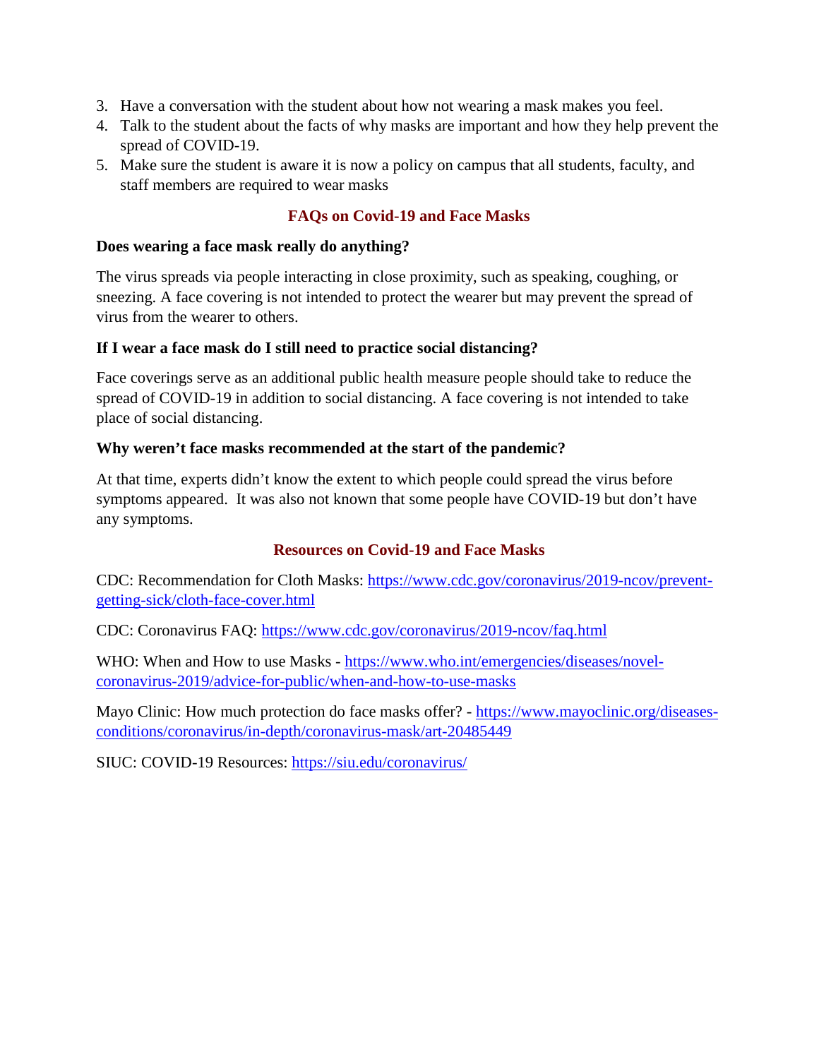3. Have a conversation with the student about how not wearing a mask makes you feel.
4. Talk to the student about the facts of why masks are important and how they help prevent the spread of COVID-19.
5. Make sure the student is aware it is now a policy on campus that all students, faculty, and staff members are required to wear masks

## FAQs on Covid-19 and Face Masks

**Does wearing a face mask really do anything?**

The virus spreads via people interacting in close proximity, such as speaking, coughing, or sneezing. A face covering is not intended to protect the wearer but may prevent the spread of virus from the wearer to others.

**If I wear a face mask do I still need to practice social distancing?**

Face coverings serve as an additional public health measure people should take to reduce the spread of COVID-19 in addition to social distancing. A face covering is not intended to take place of social distancing.

**Why weren't face masks recommended at the start of the pandemic?**

At that time, experts didn't know the extent to which people could spread the virus before symptoms appeared. It was also not known that some people have COVID-19 but don't have any symptoms.

## Resources on Covid-19 and Face Masks

CDC: Recommendation for Cloth Masks: https://www.cdc.gov/coronavirus/2019-ncov/prevent-getting-sick/cloth-face-cover.html

CDC: Coronavirus FAQ: https://www.cdc.gov/coronavirus/2019-ncov/faq.html

WHO: When and How to use Masks - https://www.who.int/emergencies/diseases/novel-coronavirus-2019/advice-for-public/when-and-how-to-use-masks

Mayo Clinic: How much protection do face masks offer? - https://www.mayoclinic.org/diseases-conditions/coronavirus/in-depth/coronavirus-mask/art-20485449

SIUC: COVID-19 Resources: https://siu.edu/coronavirus/